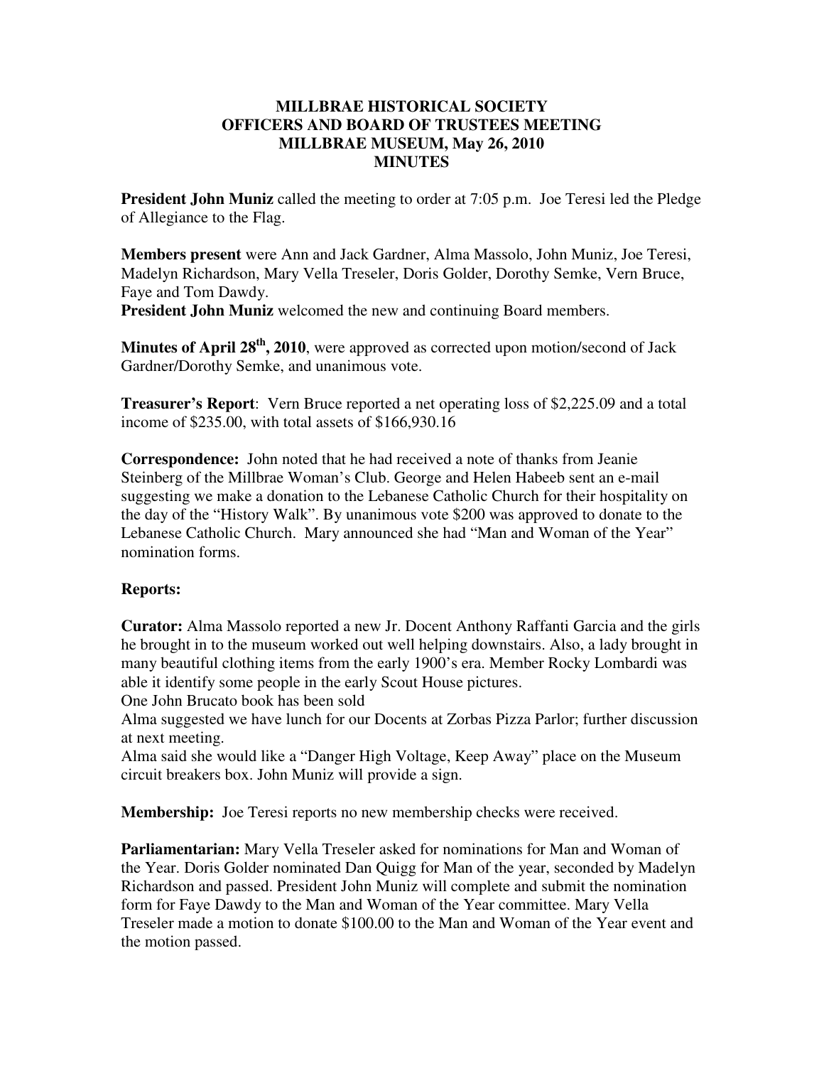# MILLBRAE HISTORICAL SOCIETY
## OFFICERS AND BOARD OF TRUSTEES MEETING
## MILLBRAE MUSEUM, May 26, 2010
## MINUTES

**President John Muniz** called the meeting to order at 7:05 p.m. Joe Teresi led the Pledge of Allegiance to the Flag.

**Members present** were Ann and Jack Gardner, Alma Massolo, John Muniz, Joe Teresi, Madelyn Richardson, Mary Vella Treseler, Doris Golder, Dorothy Semke, Vern Bruce, Faye and Tom Dawdy.

**President John Muniz** welcomed the new and continuing Board members.

**Minutes of April 28th, 2010**, were approved as corrected upon motion/second of Jack Gardner/Dorothy Semke, and unanimous vote.

**Treasurer's Report**: Vern Bruce reported a net operating loss of $2,225.09 and a total income of $235.00, with total assets of $166,930.16

**Correspondence:** John noted that he had received a note of thanks from Jeanie Steinberg of the Millbrae Woman's Club. George and Helen Habeeb sent an e-mail suggesting we make a donation to the Lebanese Catholic Church for their hospitality on the day of the "History Walk". By unanimous vote $200 was approved to donate to the Lebanese Catholic Church. Mary announced she had "Man and Woman of the Year" nomination forms.

**Reports:**

**Curator:** Alma Massolo reported a new Jr. Docent Anthony Raffanti Garcia and the girls he brought in to the museum worked out well helping downstairs. Also, a lady brought in many beautiful clothing items from the early 1900's era. Member Rocky Lombardi was able it identify some people in the early Scout House pictures.

One John Brucato book has been sold

Alma suggested we have lunch for our Docents at Zorbas Pizza Parlor; further discussion at next meeting.

Alma said she would like a "Danger High Voltage, Keep Away" place on the Museum circuit breakers box. John Muniz will provide a sign.

**Membership:** Joe Teresi reports no new membership checks were received.

**Parliamentarian:** Mary Vella Treseler asked for nominations for Man and Woman of the Year. Doris Golder nominated Dan Quigg for Man of the year, seconded by Madelyn Richardson and passed. President John Muniz will complete and submit the nomination form for Faye Dawdy to the Man and Woman of the Year committee. Mary Vella Treseler made a motion to donate $100.00 to the Man and Woman of the Year event and the motion passed.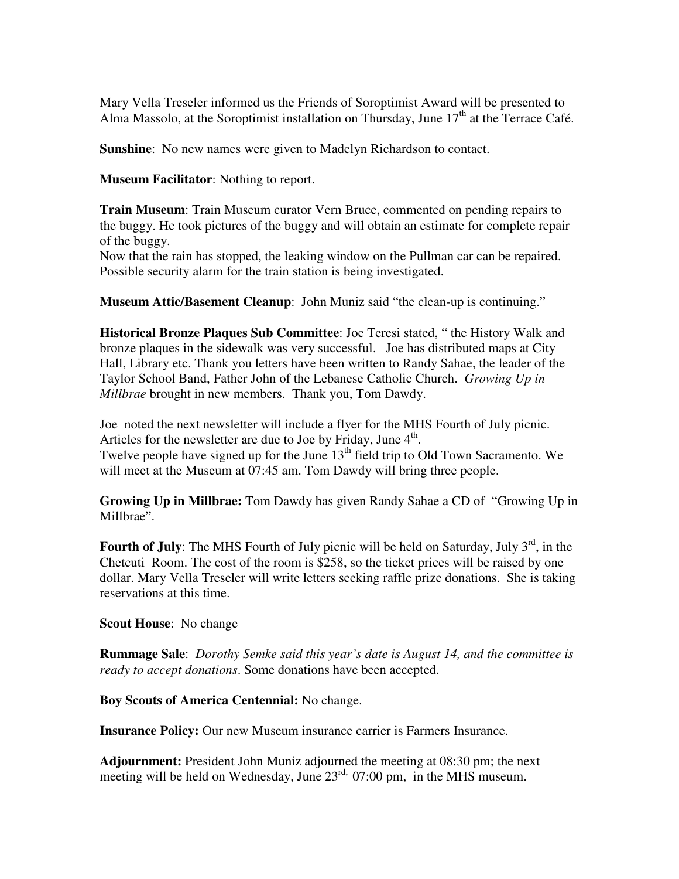Mary Vella Treseler informed us the Friends of Soroptimist Award will be presented to Alma Massolo, at the Soroptimist installation on Thursday, June 17th at the Terrace Café.

**Sunshine**: No new names were given to Madelyn Richardson to contact.

**Museum Facilitator**: Nothing to report.

**Train Museum**: Train Museum curator Vern Bruce, commented on pending repairs to the buggy. He took pictures of the buggy and will obtain an estimate for complete repair of the buggy.
Now that the rain has stopped, the leaking window on the Pullman car can be repaired. Possible security alarm for the train station is being investigated.

**Museum Attic/Basement Cleanup**: John Muniz said "the clean-up is continuing."

**Historical Bronze Plaques Sub Committee**: Joe Teresi stated, " the History Walk and bronze plaques in the sidewalk was very successful. Joe has distributed maps at City Hall, Library etc. Thank you letters have been written to Randy Sahae, the leader of the Taylor School Band, Father John of the Lebanese Catholic Church. *Growing Up in Millbrae* brought in new members. Thank you, Tom Dawdy.

Joe noted the next newsletter will include a flyer for the MHS Fourth of July picnic. Articles for the newsletter are due to Joe by Friday, June 4th.
Twelve people have signed up for the June 13th field trip to Old Town Sacramento. We will meet at the Museum at 07:45 am. Tom Dawdy will bring three people.

**Growing Up in Millbrae:** Tom Dawdy has given Randy Sahae a CD of "Growing Up in Millbrae".

**Fourth of July**: The MHS Fourth of July picnic will be held on Saturday, July 3rd, in the Chetcuti Room. The cost of the room is $258, so the ticket prices will be raised by one dollar. Mary Vella Treseler will write letters seeking raffle prize donations. She is taking reservations at this time.

**Scout House**: No change

**Rummage Sale**: *Dorothy Semke said this year's date is August 14, and the committee is ready to accept donations*. Some donations have been accepted.

**Boy Scouts of America Centennial:** No change.

**Insurance Policy:** Our new Museum insurance carrier is Farmers Insurance.

**Adjournment:** President John Muniz adjourned the meeting at 08:30 pm; the next meeting will be held on Wednesday, June 23rd, 07:00 pm, in the MHS museum.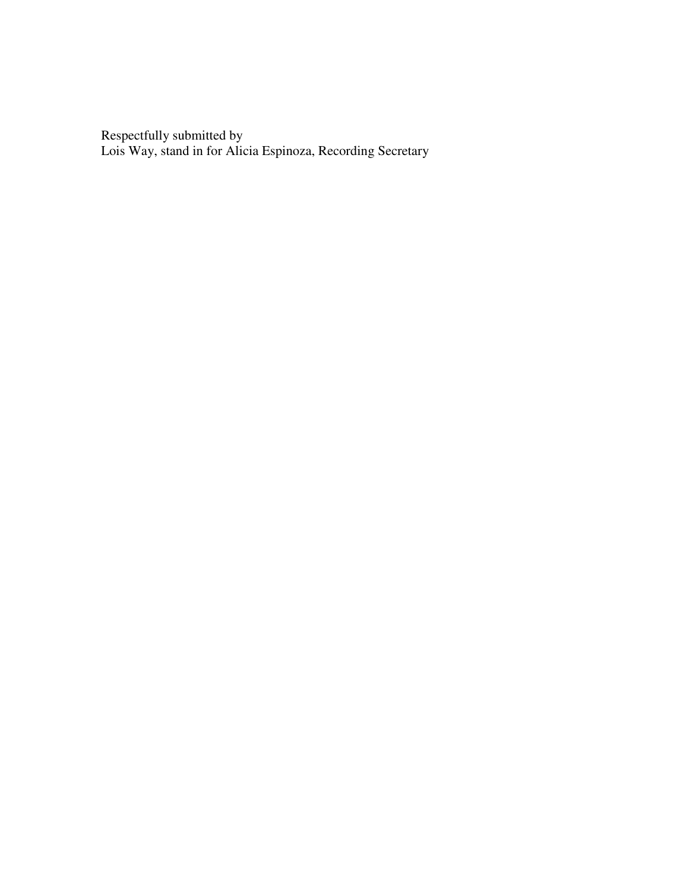Respectfully submitted by
Lois Way, stand in for Alicia Espinoza, Recording Secretary